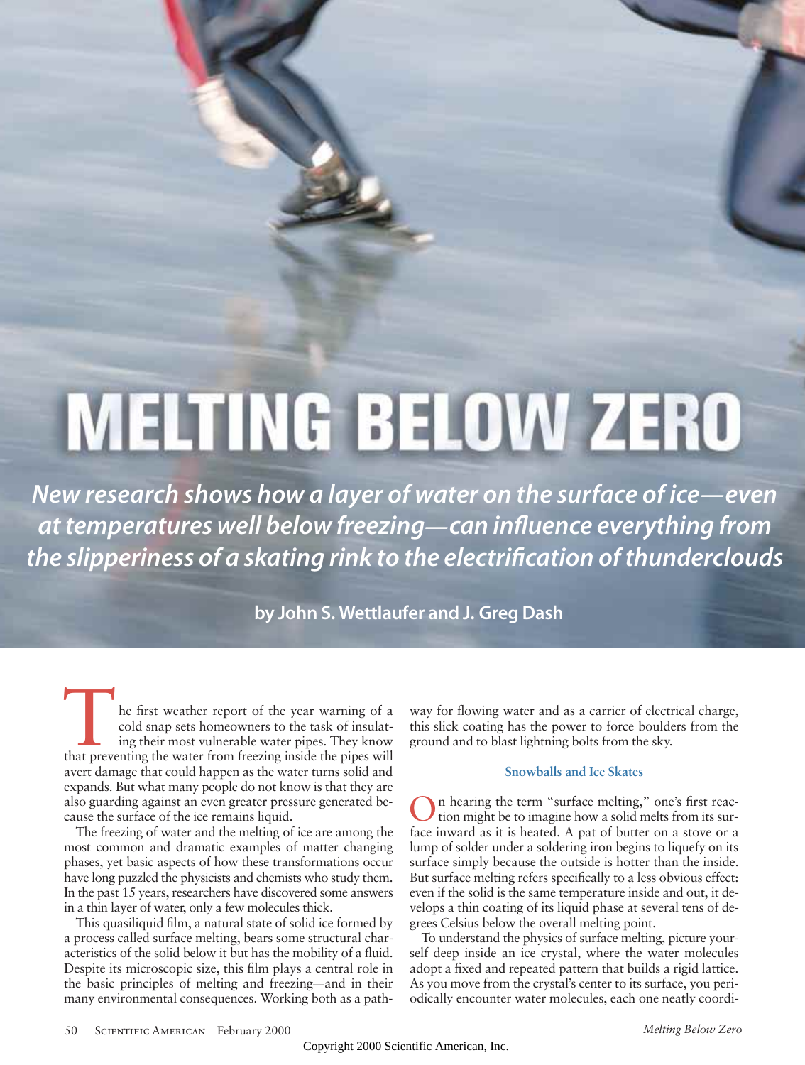# MELTING BELOW ZERO

***New research shows how a layer of water on the surface of ice—even at temperatures well below freezing—can influence everything from the slipperiness of a skating rink to the electrification of thunderclouds***

**by John S. Wettlaufer and J. Greg Dash**

The first weather report of the year warning of a cold snap sets homeowners to the task of insulating their most vulnerable water pipes. They know that preventing the water from freezing inside the pipes will avert damage that could happen as the water turns solid and expands. But what many people do not know is that they are also guarding against an even greater pressure generated because the surface of the ice remains liquid.

The freezing of water and the melting of ice are among the most common and dramatic examples of matter changing phases, yet basic aspects of how these transformations occur have long puzzled the physicists and chemists who study them. In the past 15 years, researchers have discovered some answers in a thin layer of water, only a few molecules thick.

This quasiliquid film, a natural state of solid ice formed by a process called surface melting, bears some structural characteristics of the solid below it but has the mobility of a fluid. Despite its microscopic size, this film plays a central role in the basic principles of melting and freezing—and in their many environmental consequences. Working both as a pathway for flowing water and as a carrier of electrical charge, this slick coating has the power to force boulders from the ground and to blast lightning bolts from the sky.

### Snowballs and Ice Skates

On hearing the term "surface melting," one's first reaction might be to imagine how a solid melts from its surface inward as it is heated. A pat of butter on a stove or a lump of solder under a soldering iron begins to liquefy on its surface simply because the outside is hotter than the inside. But surface melting refers specifically to a less obvious effect: even if the solid is the same temperature inside and out, it develops a thin coating of its liquid phase at several tens of degrees Celsius below the overall melting point.

To understand the physics of surface melting, picture yourself deep inside an ice crystal, where the water molecules adopt a fixed and repeated pattern that builds a rigid lattice. As you move from the crystal's center to its surface, you periodically encounter water molecules, each one neatly coordi-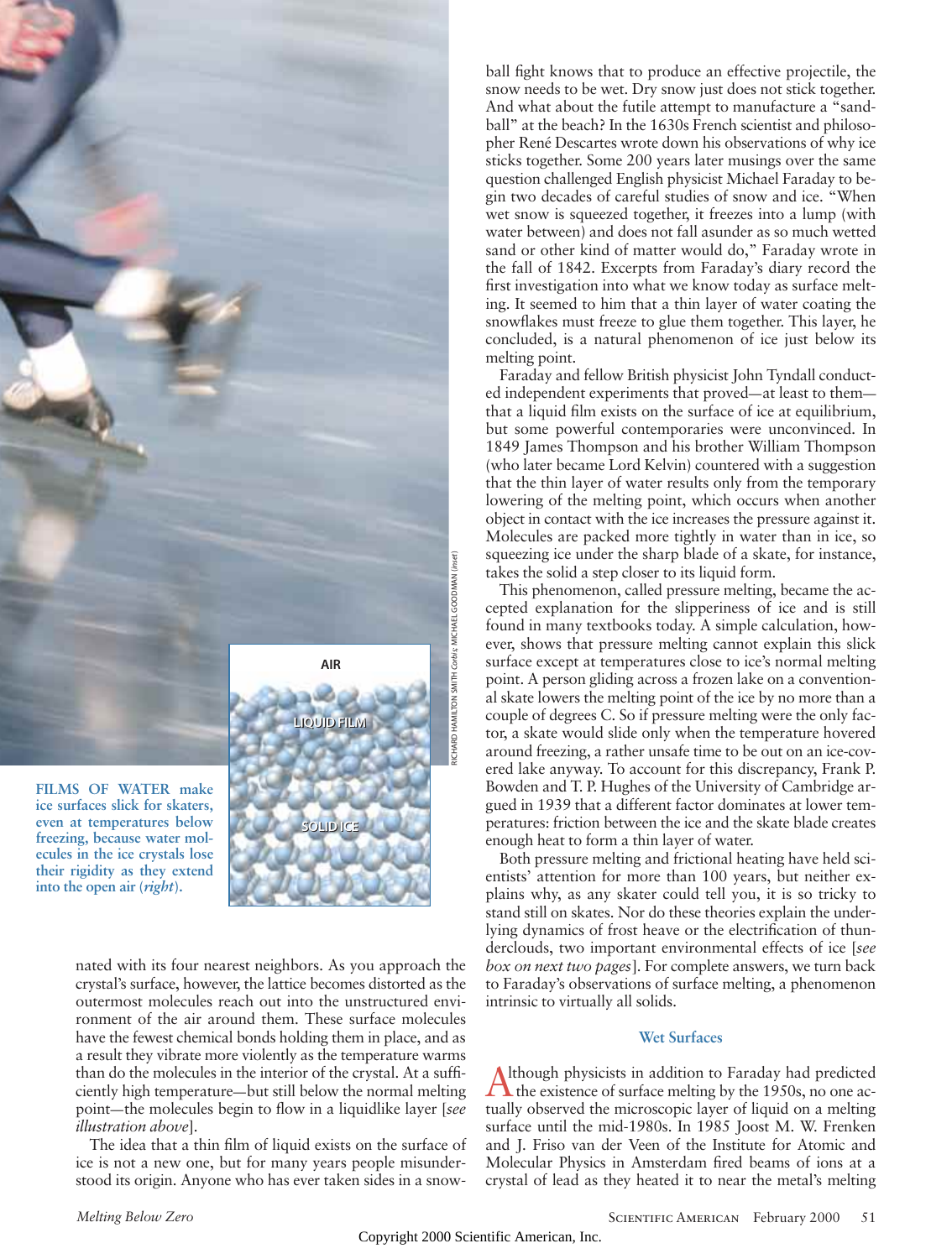FILMS OF WATER make ice surfaces slick for skaters, even at temperatures below freezing, because water molecules in the ice crystals lose their rigidity as they extend into the open air (*right*).

AIR

LIQUID FILM

SOLID ICE

RICHARD HAMILTON SMITH *Corbis*; MICHAEL GOODMAN (*inset*)

nated with its four nearest neighbors. As you approach the crystal's surface, however, the lattice becomes distorted as the outermost molecules reach out into the unstructured environment of the air around them. These surface molecules have the fewest chemical bonds holding them in place, and as a result they vibrate more violently as the temperature warms than do the molecules in the interior of the crystal. At a sufficiently high temperature—but still below the normal melting point—the molecules begin to flow in a liquidlike layer [*see illustration above*].

The idea that a thin film of liquid exists on the surface of ice is not a new one, but for many years people misunderstood its origin. Anyone who has ever taken sides in a snowball fight knows that to produce an effective projectile, the snow needs to be wet. Dry snow just does not stick together. And what about the futile attempt to manufacture a "sandball" at the beach? In the 1630s French scientist and philosopher René Descartes wrote down his observations of why ice sticks together. Some 200 years later musings over the same question challenged English physicist Michael Faraday to begin two decades of careful studies of snow and ice. "When wet snow is squeezed together, it freezes into a lump (with water between) and does not fall asunder as so much wetted sand or other kind of matter would do," Faraday wrote in the fall of 1842. Excerpts from Faraday's diary record the first investigation into what we know today as surface melting. It seemed to him that a thin layer of water coating the snowflakes must freeze to glue them together. This layer, he concluded, is a natural phenomenon of ice just below its melting point.

Faraday and fellow British physicist John Tyndall conducted independent experiments that proved—at least to them—that a liquid film exists on the surface of ice at equilibrium, but some powerful contemporaries were unconvinced. In 1849 James Thompson and his brother William Thompson (who later became Lord Kelvin) countered with a suggestion that the thin layer of water results only from the temporary lowering of the melting point, which occurs when another object in contact with the ice increases the pressure against it. Molecules are packed more tightly in water than in ice, so squeezing ice under the sharp blade of a skate, for instance, takes the solid a step closer to its liquid form.

This phenomenon, called pressure melting, became the accepted explanation for the slipperiness of ice and is still found in many textbooks today. A simple calculation, however, shows that pressure melting cannot explain this slick surface except at temperatures close to ice's normal melting point. A person gliding across a frozen lake on a conventional skate lowers the melting point of the ice by no more than a couple of degrees C. So if pressure melting were the only factor, a skate would slide only when the temperature hovered around freezing, a rather unsafe time to be out on an ice-covered lake anyway. To account for this discrepancy, Frank P. Bowden and T. P. Hughes of the University of Cambridge argued in 1939 that a different factor dominates at lower temperatures: friction between the ice and the skate blade creates enough heat to form a thin layer of water.

Both pressure melting and frictional heating have held scientists' attention for more than 100 years, but neither explains why, as any skater could tell you, it is so tricky to stand still on skates. Nor do these theories explain the underlying dynamics of frost heave or the electrification of thunderclouds, two important environmental effects of ice [*see box on next two pages*]. For complete answers, we turn back to Faraday's observations of surface melting, a phenomenon intrinsic to virtually all solids.

## Wet Surfaces

Although physicists in addition to Faraday had predicted the existence of surface melting by the 1950s, no one actually observed the microscopic layer of liquid on a melting surface until the mid-1980s. In 1985 Joost M. W. Frenken and J. Friso van der Veen of the Institute for Atomic and Molecular Physics in Amsterdam fired beams of ions at a crystal of lead as they heated it to near the metal's melting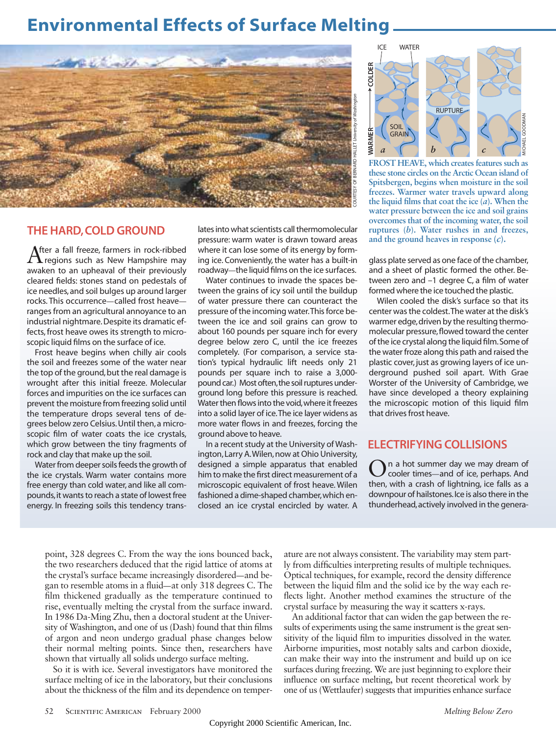# Environmental Effects of Surface Melting

FROST HEAVE, which creates features such as these stone circles on the Arctic Ocean island of Spitsbergen, begins when moisture in the soil freezes. Warmer water travels upward along the liquid films that coat the ice (*a*). When the water pressure between the ice and soil grains overcomes that of the incoming water, the soil ruptures (*b*). Water rushes in and freezes, and the ground heaves in response (*c*).

## THE HARD, COLD GROUND

After a fall freeze, farmers in rock-ribbed regions such as New Hampshire may awaken to an upheaval of their previously cleared fields: stones stand on pedestals of ice needles, and soil bulges up around larger rocks. This occurrence—called frost heave—ranges from an agricultural annoyance to an industrial nightmare. Despite its dramatic effects, frost heave owes its strength to microscopic liquid films on the surface of ice.

Frost heave begins when chilly air cools the soil and freezes some of the water near the top of the ground, but the real damage is wrought after this initial freeze. Molecular forces and impurities on the ice surfaces can prevent the moisture from freezing solid until the temperature drops several tens of degrees below zero Celsius. Until then, a microscopic film of water coats the ice crystals, which grow between the tiny fragments of rock and clay that make up the soil.

Water from deeper soils feeds the growth of the ice crystals. Warm water contains more free energy than cold water, and like all compounds, it wants to reach a state of lowest free energy. In freezing soils this tendency translates into what scientists call thermomolecular pressure: warm water is drawn toward areas where it can lose some of its energy by forming ice. Conveniently, the water has a built-in roadway—the liquid films on the ice surfaces.

Water continues to invade the spaces between the grains of icy soil until the buildup of water pressure there can counteract the pressure of the incoming water. This force between the ice and soil grains can grow to about 160 pounds per square inch for every degree below zero C, until the ice freezes completely. (For comparison, a service station's typical hydraulic lift needs only 21 pounds per square inch to raise a 3,000-pound car.) Most often, the soil ruptures underground long before this pressure is reached. Water then flows into the void, where it freezes into a solid layer of ice. The ice layer widens as more water flows in and freezes, forcing the ground above to heave.

In a recent study at the University of Washington, Larry A. Wilen, now at Ohio University, designed a simple apparatus that enabled him to make the first direct measurement of a microscopic equivalent of frost heave. Wilen fashioned a dime-shaped chamber, which enclosed an ice crystal encircled by water. A glass plate served as one face of the chamber, and a sheet of plastic formed the other. Between zero and –1 degree C, a film of water formed where the ice touched the plastic.

Wilen cooled the disk's surface so that its center was the coldest. The water at the disk's warmer edge, driven by the resulting thermomolecular pressure, flowed toward the center of the ice crystal along the liquid film. Some of the water froze along this path and raised the plastic cover, just as growing layers of ice underground pushed soil apart. With Grae Worster of the University of Cambridge, we have since developed a theory explaining the microscopic motion of this liquid film that drives frost heave.

## ELECTRIFYING COLLISIONS

On a hot summer day we may dream of cooler times—and of ice, perhaps. And then, with a crash of lightning, ice falls as a downpour of hailstones. Ice is also there in the thunderhead, actively involved in the genera-

point, 328 degrees C. From the way the ions bounced back, the two researchers deduced that the rigid lattice of atoms at the crystal's surface became increasingly disordered—and began to resemble atoms in a fluid—at only 318 degrees C. The film thickened gradually as the temperature continued to rise, eventually melting the crystal from the surface inward. In 1986 Da-Ming Zhu, then a doctoral student at the University of Washington, and one of us (Dash) found that thin films of argon and neon undergo gradual phase changes below their normal melting points. Since then, researchers have shown that virtually all solids undergo surface melting.

So it is with ice. Several investigators have monitored the surface melting of ice in the laboratory, but their conclusions about the thickness of the film and its dependence on temperature are not always consistent. The variability may stem partly from difficulties interpreting results of multiple techniques. Optical techniques, for example, record the density difference between the liquid film and the solid ice by the way each reflects light. Another method examines the structure of the crystal surface by measuring the way it scatters x-rays.

An additional factor that can widen the gap between the results of experiments using the same instrument is the great sensitivity of the liquid film to impurities dissolved in the water. Airborne impurities, most notably salts and carbon dioxide, can make their way into the instrument and build up on ice surfaces during freezing. We are just beginning to explore their influence on surface melting, but recent theoretical work by one of us (Wettlaufer) suggests that impurities enhance surface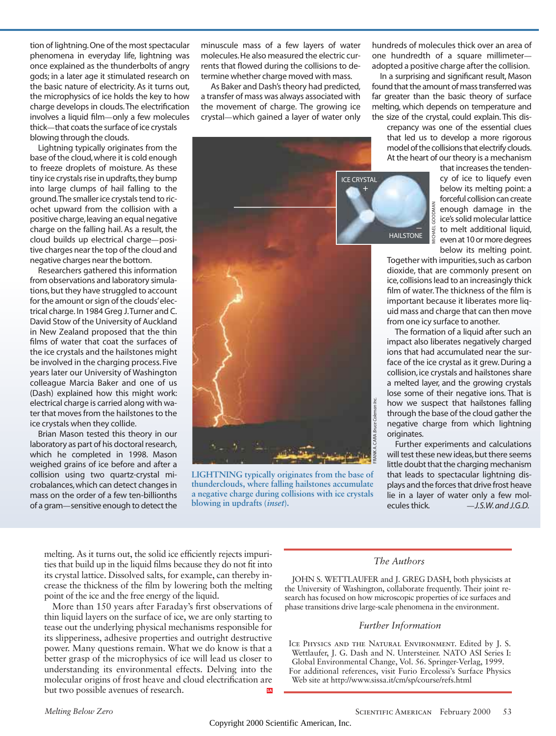tion of lightning. One of the most spectacular phenomena in everyday life, lightning was once explained as the thunderbolts of angry gods; in a later age it stimulated research on the basic nature of electricity. As it turns out, the microphysics of ice holds the key to how charge develops in clouds. The electrification involves a liquid film—only a few molecules thick—that coats the surface of ice crystals blowing through the clouds.

Lightning typically originates from the base of the cloud, where it is cold enough to freeze droplets of moisture. As these tiny ice crystals rise in updrafts, they bump into large clumps of hail falling to the ground. The smaller ice crystals tend to ricochet upward from the collision with a positive charge, leaving an equal negative charge on the falling hail. As a result, the cloud builds up electrical charge—positive charges near the top of the cloud and negative charges near the bottom.

Researchers gathered this information from observations and laboratory simulations, but they have struggled to account for the amount or sign of the clouds' electrical charge. In 1984 Greg J. Turner and C. David Stow of the University of Auckland in New Zealand proposed that the thin films of water that coat the surfaces of the ice crystals and the hailstones might be involved in the charging process. Five years later our University of Washington colleague Marcia Baker and one of us (Dash) explained how this might work: electrical charge is carried along with water that moves from the hailstones to the ice crystals when they collide.

Brian Mason tested this theory in our laboratory as part of his doctoral research, which he completed in 1998. Mason weighed grains of ice before and after a collision using two quartz-crystal microbalances, which can detect changes in mass on the order of a few ten-billionths of a gram—sensitive enough to detect the minuscule mass of a few layers of water molecules. He also measured the electric currents that flowed during the collisions to determine whether charge moved with mass.

As Baker and Dash's theory had predicted, a transfer of mass was always associated with the movement of charge. The growing ice crystal—which gained a layer of water only hundreds of molecules thick over an area of one hundredth of a square millimeter—adopted a positive charge after the collision.

In a surprising and significant result, Mason found that the amount of mass transferred was far greater than the basic theory of surface melting, which depends on temperature and the size of the crystal, could explain. This discrepancy was one of the essential clues that led us to develop a more rigorous model of the collisions that electrify clouds. At the heart of our theory is a mechanism that increases the tendency of ice to liquefy even below its melting point: a forceful collision can create enough damage in the ice's solid molecular lattice to melt additional liquid, even at 10 or more degrees below its melting point. Together with impurities, such as carbon dioxide, that are commonly present on ice, collisions lead to an increasingly thick film of water. The thickness of the film is important because it liberates more liquid mass and charge that can then move from one icy surface to another.

The formation of a liquid after such an impact also liberates negatively charged ions that had accumulated near the surface of the ice crystal as it grew. During a collision, ice crystals and hailstones share a melted layer, and the growing crystals lose some of their negative ions. That is how we suspect that hailstones falling through the base of the cloud gather the negative charge from which lightning originates.

Further experiments and calculations will test these new ideas, but there seems little doubt that the charging mechanism that leads to spectacular lightning displays and the forces that drive frost heave lie in a layer of water only a few molecules thick. —*J.S.W. and J.G.D.*

ICE CRYSTAL
+
HAILSTONE
–

**LIGHTNING typically originates from the base of thunderclouds, where falling hailstones accumulate a negative charge during collisions with ice crystals blowing in updrafts (*inset*).**

melting. As it turns out, the solid ice efficiently rejects impurities that build up in the liquid films because they do not fit into its crystal lattice. Dissolved salts, for example, can thereby increase the thickness of the film by lowering both the melting point of the ice and the free energy of the liquid.

More than 150 years after Faraday's first observations of thin liquid layers on the surface of ice, we are only starting to tease out the underlying physical mechanisms responsible for its slipperiness, adhesive properties and outright destructive power. Many questions remain. What we do know is that a better grasp of the microphysics of ice will lead us closer to understanding its environmental effects. Delving into the molecular origins of frost heave and cloud electrification are but two possible avenues of research.

## The Authors

JOHN S. WETTLAUFER and J. GREG DASH, both physicists at the University of Washington, collaborate frequently. Their joint research has focused on how microscopic properties of ice surfaces and phase transitions drive large-scale phenomena in the environment.

## Further Information

Ice Physics and the Natural Environment. Edited by J. S. Wettlaufer, J. G. Dash and N. Untersteiner. NATO ASI Series I: Global Environmental Change, Vol. 56. Springer-Verlag, 1999.

For additional references, visit Furio Ercolessi's Surface Physics Web site at http://www.sissa.it/cm/sp/course/refs.html

Copyright 2000 Scientific American, Inc.